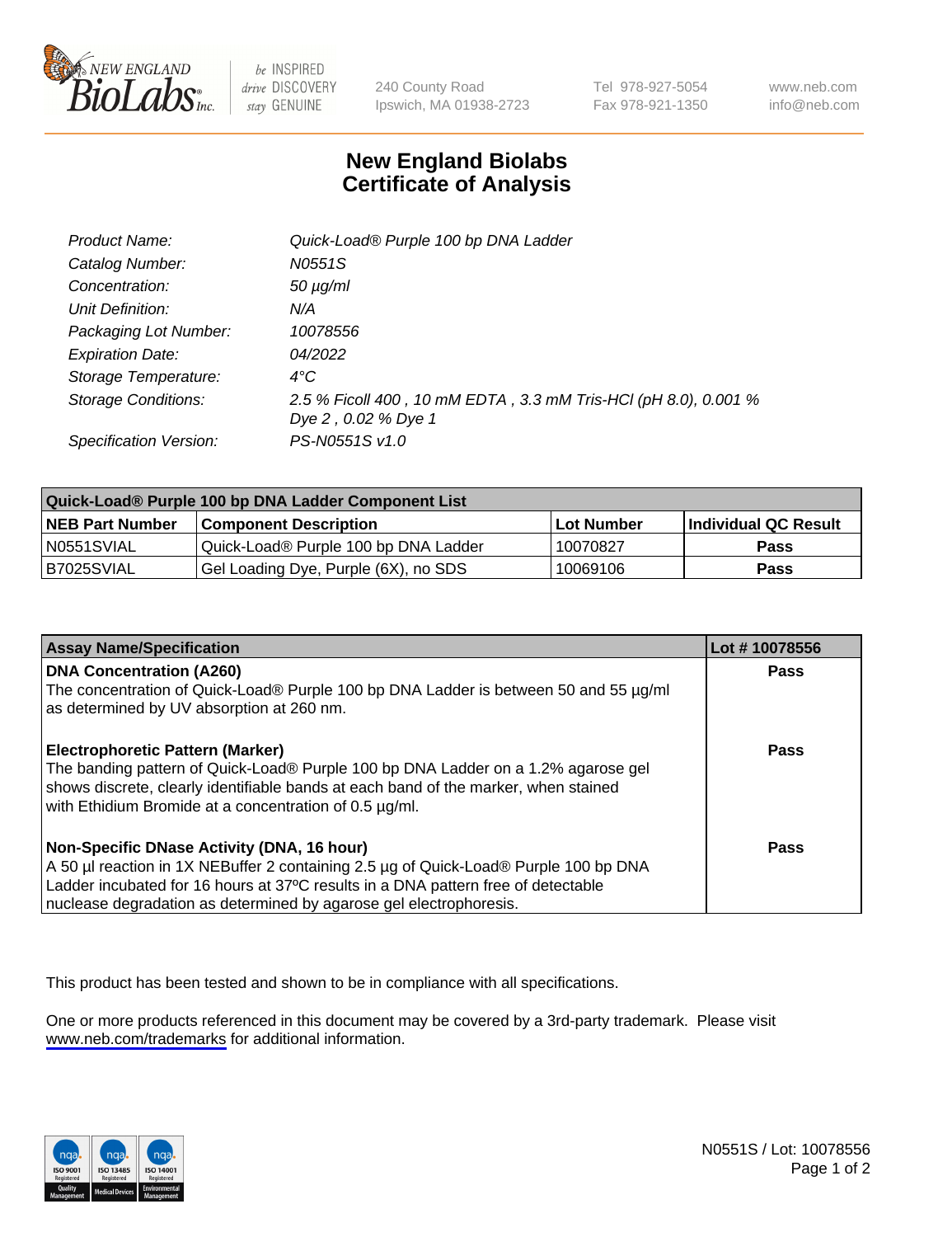# New England Biolabs Certificate of Analysis

| | |
|---|---|
| *Product Name:* | *Quick-Load® Purple 100 bp DNA Ladder* |
| *Catalog Number:* | *N0551S* |
| *Concentration:* | *50 µg/ml* |
| *Unit Definition:* | *N/A* |
| *Packaging Lot Number:* | *10078556* |
| *Expiration Date:* | *04/2022* |
| *Storage Temperature:* | *4°C* |
| *Storage Conditions:* | *2.5 % Ficoll 400 , 10 mM EDTA , 3.3 mM Tris-HCl (pH 8.0), 0.001 % Dye 2 , 0.02 % Dye 1* |
| *Specification Version:* | *PS-N0551S v1.0* |

| Quick-Load® Purple 100 bp DNA Ladder Component List | | | |
|---|---|---|---|
| **NEB Part Number** | **Component Description** | **Lot Number** | **Individual QC Result** |
| N0551SVIAL | Quick-Load® Purple 100 bp DNA Ladder | 10070827 | **Pass** |
| B7025SVIAL | Gel Loading Dye, Purple (6X), no SDS | 10069106 | **Pass** |

| Assay Name/Specification | Lot # 10078556 |
|---|---|
| **DNA Concentration (A260)**<br>The concentration of Quick-Load® Purple 100 bp DNA Ladder is between 50 and 55 µg/ml as determined by UV absorption at 260 nm. | **Pass** |
| **Electrophoretic Pattern (Marker)**<br>The banding pattern of Quick-Load® Purple 100 bp DNA Ladder on a 1.2% agarose gel shows discrete, clearly identifiable bands at each band of the marker, when stained with Ethidium Bromide at a concentration of 0.5 µg/ml. | **Pass** |
| **Non-Specific DNase Activity (DNA, 16 hour)**<br>A 50 µl reaction in 1X NEBuffer 2 containing 2.5 µg of Quick-Load® Purple 100 bp DNA Ladder incubated for 16 hours at 37ºC results in a DNA pattern free of detectable nuclease degradation as determined by agarose gel electrophoresis. | **Pass** |

This product has been tested and shown to be in compliance with all specifications.

One or more products referenced in this document may be covered by a 3rd-party trademark. Please visit www.neb.com/trademarks for additional information.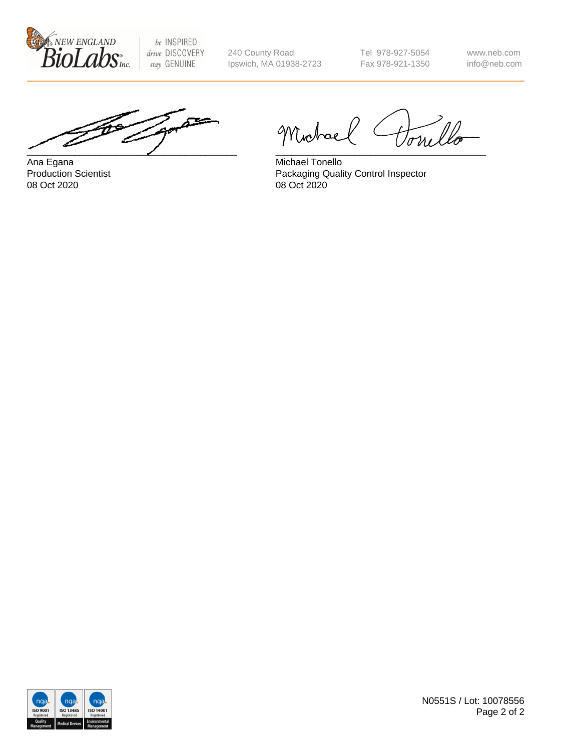240 County Road
Ipswich, MA 01938-2723

Tel 978-927-5054
Fax 978-921-1350

www.neb.com
info@neb.com

Ana Egana
Production Scientist
08 Oct 2020

Michael Tonello
Packaging Quality Control Inspector
08 Oct 2020

N0551S / Lot: 10078556